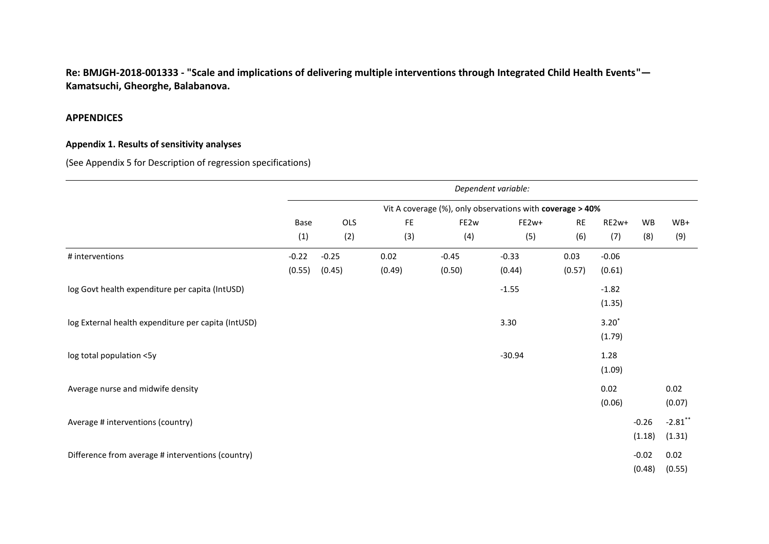**Re: BMJGH-2018-001333 - "Scale and implications of delivering multiple interventions through Integrated Child Health Events"— Kamatsuchi, Gheorghe, Balabanova.**

## APPENDICES

### Appendix 1. Results of sensitivity analyses

(See Appendix 5 for Description of regression specifications)

| | *Dependent variable:* | | | | | | | | |
|---|---|---|---|---|---|---|---|---|---|
| | Vit A coverage (%), only observations with **coverage > 40%** | | | | | | | | |
| | Base | OLS | FE | FE2w | FE2w+ | RE | RE2w+ | WB | WB+ |
| | (1) | (2) | (3) | (4) | (5) | (6) | (7) | (8) | (9) |
| # interventions | -0.22 | -0.25 | 0.02 | -0.45 | -0.33 | 0.03 | -0.06 | | |
| | (0.55) | (0.45) | (0.49) | (0.50) | (0.44) | (0.57) | (0.61) | | |
| log Govt health expenditure per capita (IntUSD) | | | | | -1.55 | | -1.82 | | |
| | | | | | | | (1.35) | | |
| log External health expenditure per capita (IntUSD) | | | | | 3.30 | | 3.20* | | |
| | | | | | | | (1.79) | | |
| log total population <5y | | | | | -30.94 | | 1.28 | | |
| | | | | | | | (1.09) | | |
| Average nurse and midwife density | | | | | | | 0.02 | | 0.02 |
| | | | | | | | (0.06) | | (0.07) |
| Average # interventions (country) | | | | | | | | -0.26 | -2.81** |
| | | | | | | | | (1.18) | (1.31) |
| Difference from average # interventions (country) | | | | | | | | -0.02 | 0.02 |
| | | | | | | | | (0.48) | (0.55) |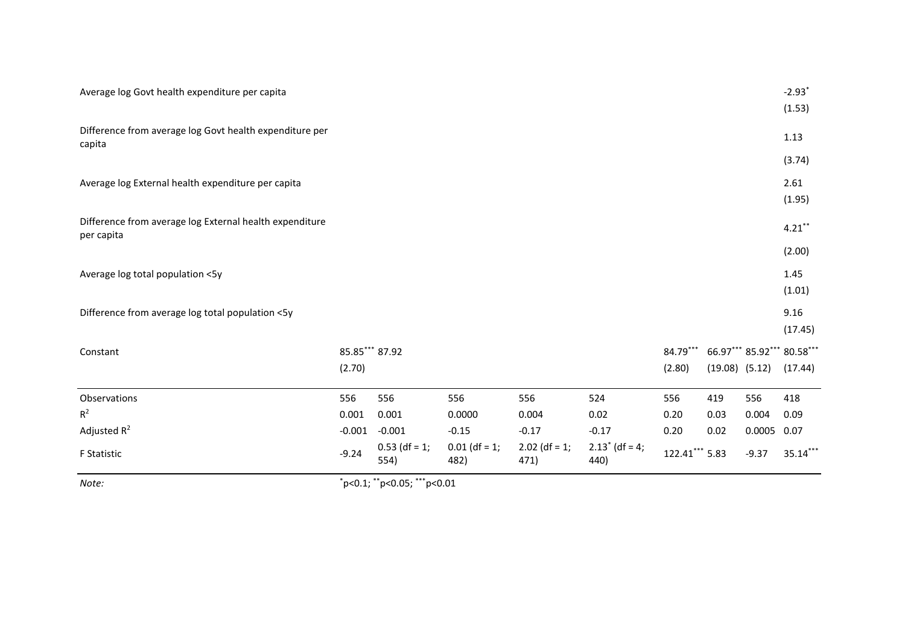| | (1) | (2) | (3) | (4) | (5) | (6) | (7) | (8) | (9) |
|---|---|---|---|---|---|---|---|---|---|
| Average log Govt health expenditure per capita | | | | | | | | | $-2.93^{*}$ |
| | | | | | | | | | (1.53) |
| Difference from average log Govt health expenditure per capita | | | | | | | | | 1.13 |
| | | | | | | | | | (3.74) |
| Average log External health expenditure per capita | | | | | | | | | 2.61 |
| | | | | | | | | | (1.95) |
| Difference from average log External health expenditure per capita | | | | | | | | | $4.21^{**}$ |
| | | | | | | | | | (2.00) |
| Average log total population <5y | | | | | | | | | 1.45 |
| | | | | | | | | | (1.01) |
| Difference from average log total population <5y | | | | | | | | | 9.16 |
| | | | | | | | | | (17.45) |
| Constant | $85.85^{***}$ | 87.92 | | | | $84.79^{***}$ | $66.97^{***}$ | $85.92^{***}$ | $80.58^{***}$ |
| | (2.70) | | | | | (2.80) | (19.08) | (5.12) | (17.44) |
| Observations | 556 | 556 | 556 | 556 | 524 | 556 | 419 | 556 | 418 |
| $R^2$ | 0.001 | 0.001 | 0.0000 | 0.004 | 0.02 | 0.20 | 0.03 | 0.004 | 0.09 |
| Adjusted $R^2$ | -0.001 | -0.001 | -0.15 | -0.17 | -0.17 | 0.20 | 0.02 | 0.0005 | 0.07 |
| F Statistic | -9.24 | 0.53 (df = 1; 554) | 0.01 (df = 1; 482) | 2.02 (df = 1; 471) | $2.13^{*}$ (df = 4; 440) | $122.41^{***}$ | 5.83 | -9.37 | $35.14^{***}$ |

*Note:* $^{*}p<0.1$; $^{**}p<0.05$; $^{***}p<0.01$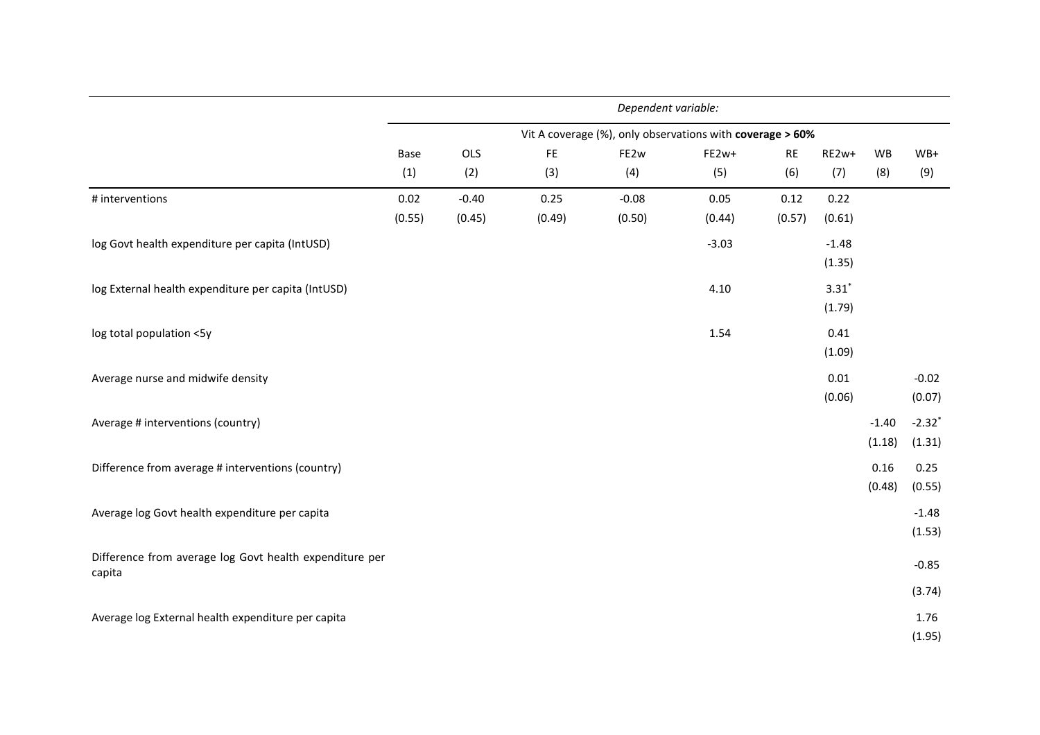| | *Dependent variable:* | | | | | | | | |
|---|---|---|---|---|---|---|---|---|---|
| | Vit A coverage (%), only observations with **coverage > 60%** | | | | | | | | |
| | Base | OLS | FE | FE2w | FE2w+ | RE | RE2w+ | WB | WB+ |
| | (1) | (2) | (3) | (4) | (5) | (6) | (7) | (8) | (9) |
| # interventions | 0.02 | -0.40 | 0.25 | -0.08 | 0.05 | 0.12 | 0.22 | | |
| | (0.55) | (0.45) | (0.49) | (0.50) | (0.44) | (0.57) | (0.61) | | |
| log Govt health expenditure per capita (IntUSD) | | | | | -3.03 | | -1.48 | | |
| | | | | | | | (1.35) | | |
| log External health expenditure per capita (IntUSD) | | | | | 4.10 | | $3.31^{*}$ | | |
| | | | | | | | (1.79) | | |
| log total population <5y | | | | | 1.54 | | 0.41 | | |
| | | | | | | | (1.09) | | |
| Average nurse and midwife density | | | | | | | 0.01 | | -0.02 |
| | | | | | | | (0.06) | | (0.07) |
| Average # interventions (country) | | | | | | | | -1.40 | $-2.32^{*}$ |
| | | | | | | | | (1.18) | (1.31) |
| Difference from average # interventions (country) | | | | | | | | 0.16 | 0.25 |
| | | | | | | | | (0.48) | (0.55) |
| Average log Govt health expenditure per capita | | | | | | | | | -1.48 |
| | | | | | | | | | (1.53) |
| Difference from average log Govt health expenditure per capita | | | | | | | | | -0.85 |
| | | | | | | | | | (3.74) |
| Average log External health expenditure per capita | | | | | | | | | 1.76 |
| | | | | | | | | | (1.95) |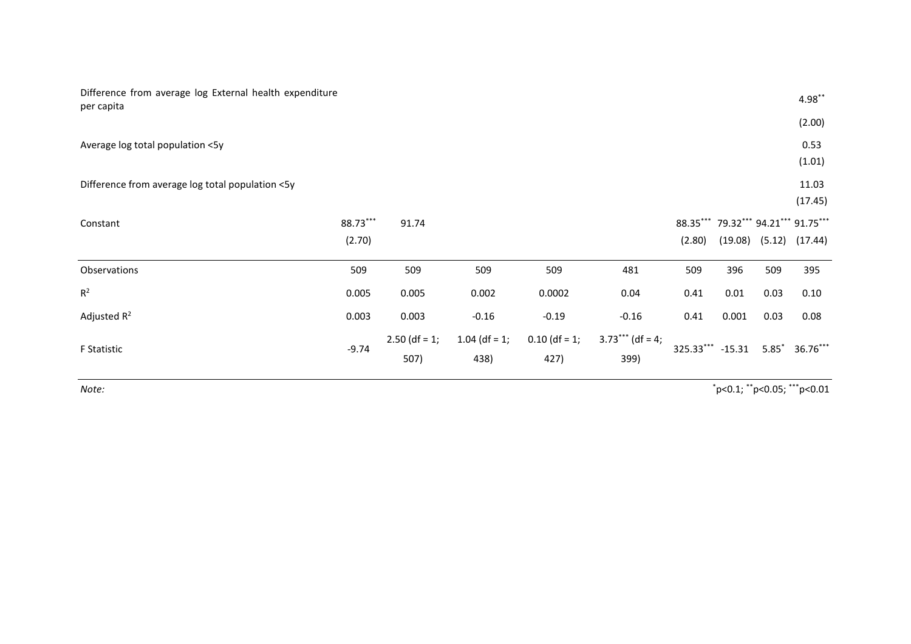| | (1) | (2) | (3) | (4) | (5) | (6) | (7) | (8) | (9) |
|---|---|---|---|---|---|---|---|---|---|
| Difference from average log External health expenditure per capita | | | | | | | | | 4.98** |
| | | | | | | | | | (2.00) |
| Average log total population <5y | | | | | | | | | 0.53 |
| | | | | | | | | | (1.01) |
| Difference from average log total population <5y | | | | | | | | | 11.03 |
| | | | | | | | | | (17.45) |
| Constant | 88.73*** | 91.74 | | | | 88.35*** | 79.32*** | 94.21*** | 91.75*** |
| | (2.70) | | | | | (2.80) | (19.08) | (5.12) | (17.44) |
| Observations | 509 | 509 | 509 | 509 | 481 | 509 | 396 | 509 | 395 |
| $R^2$ | 0.005 | 0.005 | 0.002 | 0.0002 | 0.04 | 0.41 | 0.01 | 0.03 | 0.10 |
| Adjusted $R^2$ | 0.003 | 0.003 | -0.16 | -0.19 | -0.16 | 0.41 | 0.001 | 0.03 | 0.08 |
| F Statistic | -9.74 | 2.50 (df = 1; 507) | 1.04 (df = 1; 438) | 0.10 (df = 1; 427) | 3.73*** (df = 4; 399) | 325.33*** | -15.31 | 5.85* | 36.76*** |

*Note:* *p<0.1; **p<0.05; ***p<0.01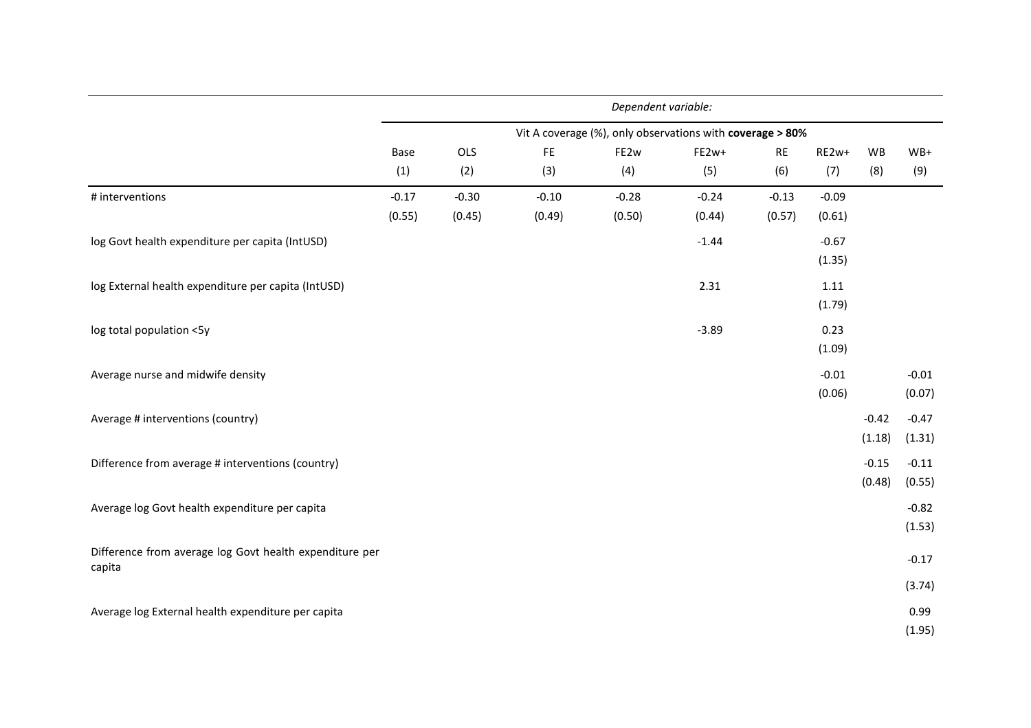| | Dependent variable: | | | | | | | | |
|---|---|---|---|---|---|---|---|---|---|
| | Vit A coverage (%), only observations with **coverage > 80%** | | | | | | | | |
| | Base | OLS | FE | FE2w | FE2w+ | RE | RE2w+ | WB | WB+ |
| | (1) | (2) | (3) | (4) | (5) | (6) | (7) | (8) | (9) |
| # interventions | -0.17 | -0.30 | -0.10 | -0.28 | -0.24 | -0.13 | -0.09 | | |
| | (0.55) | (0.45) | (0.49) | (0.50) | (0.44) | (0.57) | (0.61) | | |
| log Govt health expenditure per capita (IntUSD) | | | | | -1.44 | | -0.67 | | |
| | | | | | | | (1.35) | | |
| log External health expenditure per capita (IntUSD) | | | | | 2.31 | | 1.11 | | |
| | | | | | | | (1.79) | | |
| log total population <5y | | | | | -3.89 | | 0.23 | | |
| | | | | | | | (1.09) | | |
| Average nurse and midwife density | | | | | | | -0.01 | | -0.01 |
| | | | | | | | (0.06) | | (0.07) |
| Average # interventions (country) | | | | | | | | -0.42 | -0.47 |
| | | | | | | | | (1.18) | (1.31) |
| Difference from average # interventions (country) | | | | | | | | -0.15 | -0.11 |
| | | | | | | | | (0.48) | (0.55) |
| Average log Govt health expenditure per capita | | | | | | | | | -0.82 |
| | | | | | | | | | (1.53) |
| Difference from average log Govt health expenditure per capita | | | | | | | | | -0.17 |
| | | | | | | | | | (3.74) |
| Average log External health expenditure per capita | | | | | | | | | 0.99 |
| | | | | | | | | | (1.95) |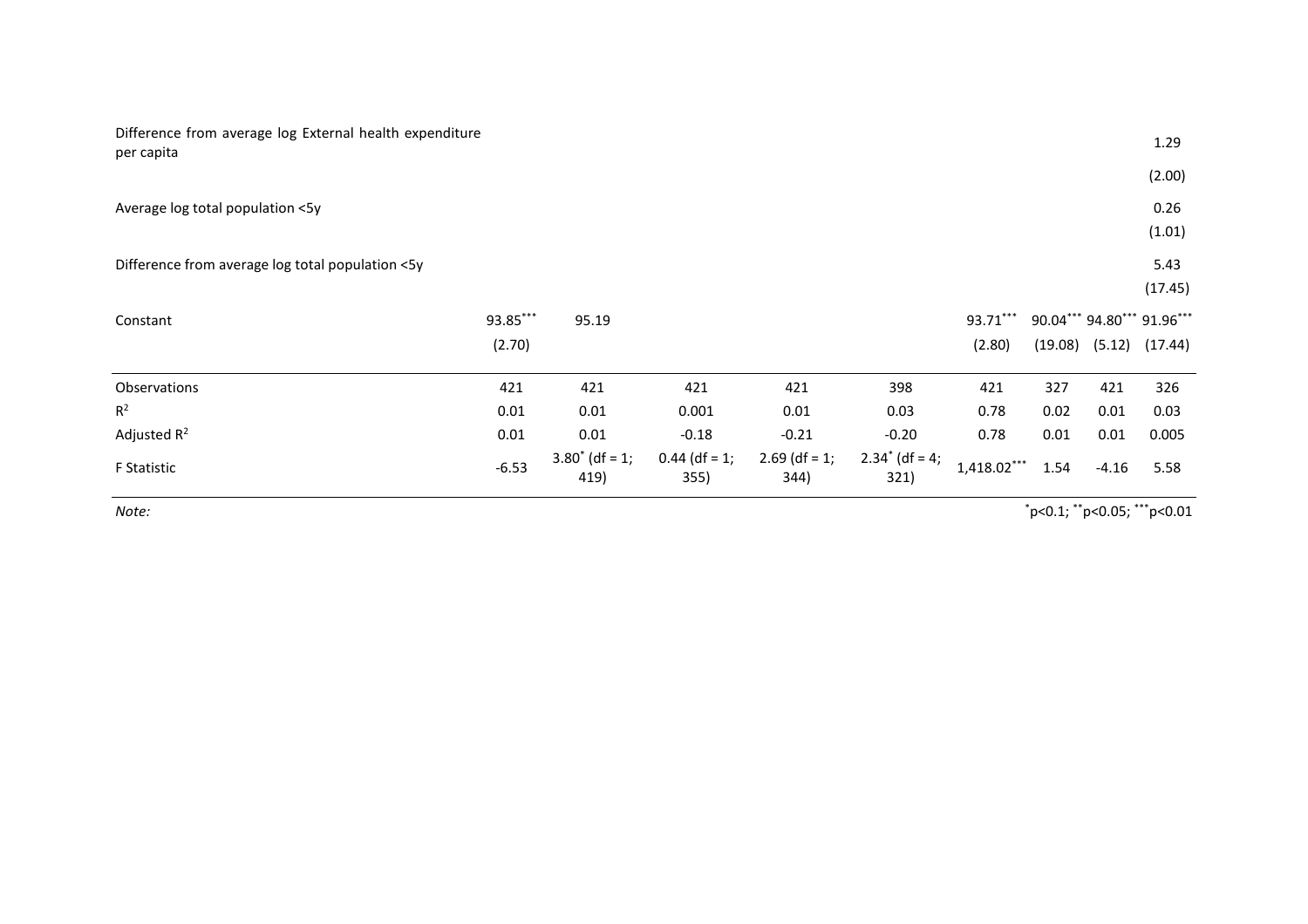| | | | | | | | | | |
|---|---|---|---|---|---|---|---|---|---|
| Difference from average log External health expenditure per capita | | | | | | | | | 1.29 |
| | | | | | | | | | (2.00) |
| Average log total population <5y | | | | | | | | | 0.26 |
| | | | | | | | | | (1.01) |
| Difference from average log total population <5y | | | | | | | | | 5.43 |
| | | | | | | | | | (17.45) |
| Constant | 93.85*** | 95.19 | | | | 93.71*** | 90.04*** | 94.80*** | 91.96*** |
| | (2.70) | | | | | (2.80) | (19.08) | (5.12) | (17.44) |
| Observations | 421 | 421 | 421 | 421 | 398 | 421 | 327 | 421 | 326 |
| $R^2$ | 0.01 | 0.01 | 0.001 | 0.01 | 0.03 | 0.78 | 0.02 | 0.01 | 0.03 |
| Adjusted $R^2$ | 0.01 | 0.01 | -0.18 | -0.21 | -0.20 | 0.78 | 0.01 | 0.01 | 0.005 |
| F Statistic | -6.53 | 3.80* (df = 1; 419) | 0.44 (df = 1; 355) | 2.69 (df = 1; 344) | 2.34* (df = 4; 321) | 1,418.02*** | 1.54 | -4.16 | 5.58 |

*Note:* *p<0.1; **p<0.05; ***p<0.01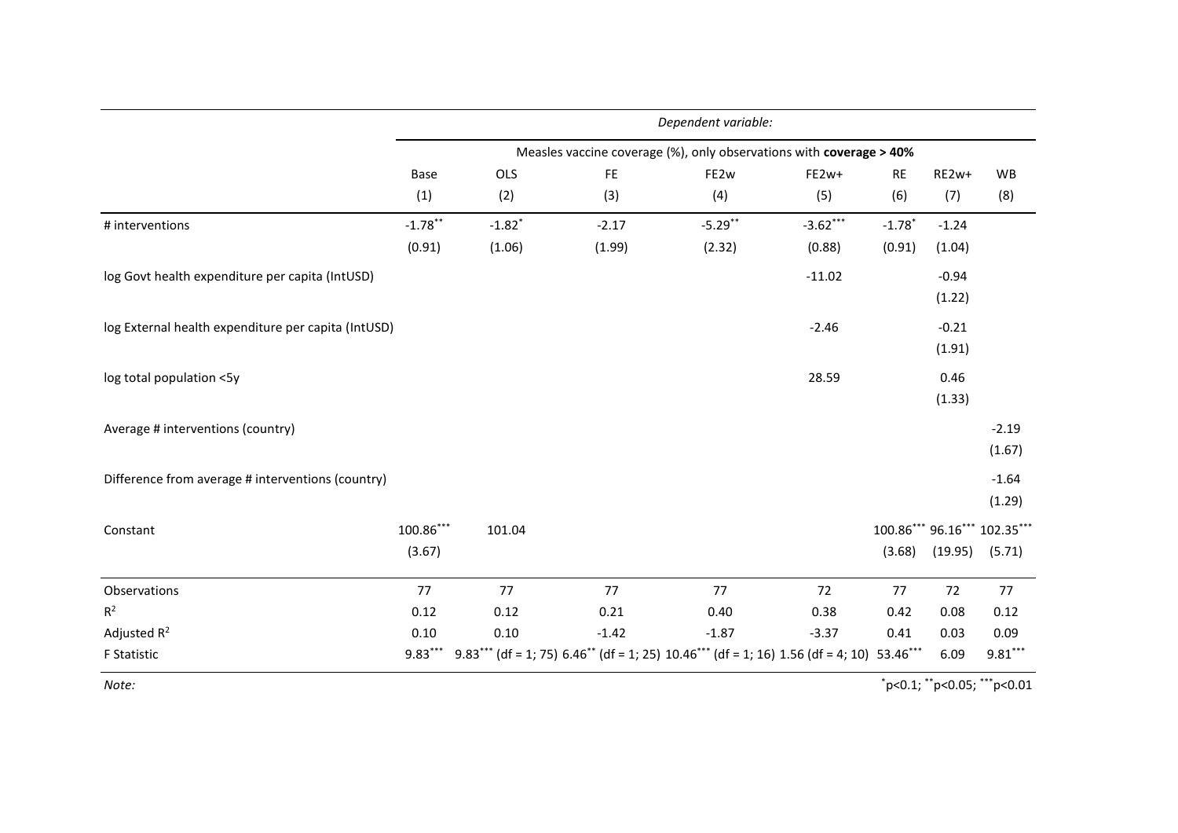| | *Dependent variable:* | | | | | | | |
|---|---|---|---|---|---|---|---|---|
| | Measles vaccine coverage (%), only observations with **coverage > 40%** | | | | | | | |
| | Base | OLS | FE | FE2w | FE2w+ | RE | RE2w+ | WB |
| | (1) | (2) | (3) | (4) | (5) | (6) | (7) | (8) |
| # interventions | -1.78** | -1.82* | -2.17 | -5.29** | -3.62*** | -1.78* | -1.24 | |
| | (0.91) | (1.06) | (1.99) | (2.32) | (0.88) | (0.91) | (1.04) | |
| log Govt health expenditure per capita (IntUSD) | | | | | -11.02 | | -0.94 | |
| | | | | | | | (1.22) | |
| log External health expenditure per capita (IntUSD) | | | | | -2.46 | | -0.21 | |
| | | | | | | | (1.91) | |
| log total population <5y | | | | | 28.59 | | 0.46 | |
| | | | | | | | (1.33) | |
| Average # interventions (country) | | | | | | | | -2.19 |
| | | | | | | | | (1.67) |
| Difference from average # interventions (country) | | | | | | | | -1.64 |
| | | | | | | | | (1.29) |
| Constant | 100.86*** | 101.04 | | | | 100.86*** | 96.16*** | 102.35*** |
| | (3.67) | | | | | (3.68) | (19.95) | (5.71) |
| Observations | 77 | 77 | 77 | 77 | 72 | 77 | 72 | 77 |
| $R^2$ | 0.12 | 0.12 | 0.21 | 0.40 | 0.38 | 0.42 | 0.08 | 0.12 |
| Adjusted $R^2$ | 0.10 | 0.10 | -1.42 | -1.87 | -3.37 | 0.41 | 0.03 | 0.09 |
| F Statistic | 9.83*** | 9.83*** (df = 1; 75) | 6.46** (df = 1; 25) | 10.46*** (df = 1; 16) | 1.56 (df = 4; 10) | 53.46*** | 6.09 | 9.81*** |

*Note:* *p<0.1; **p<0.05; ***p<0.01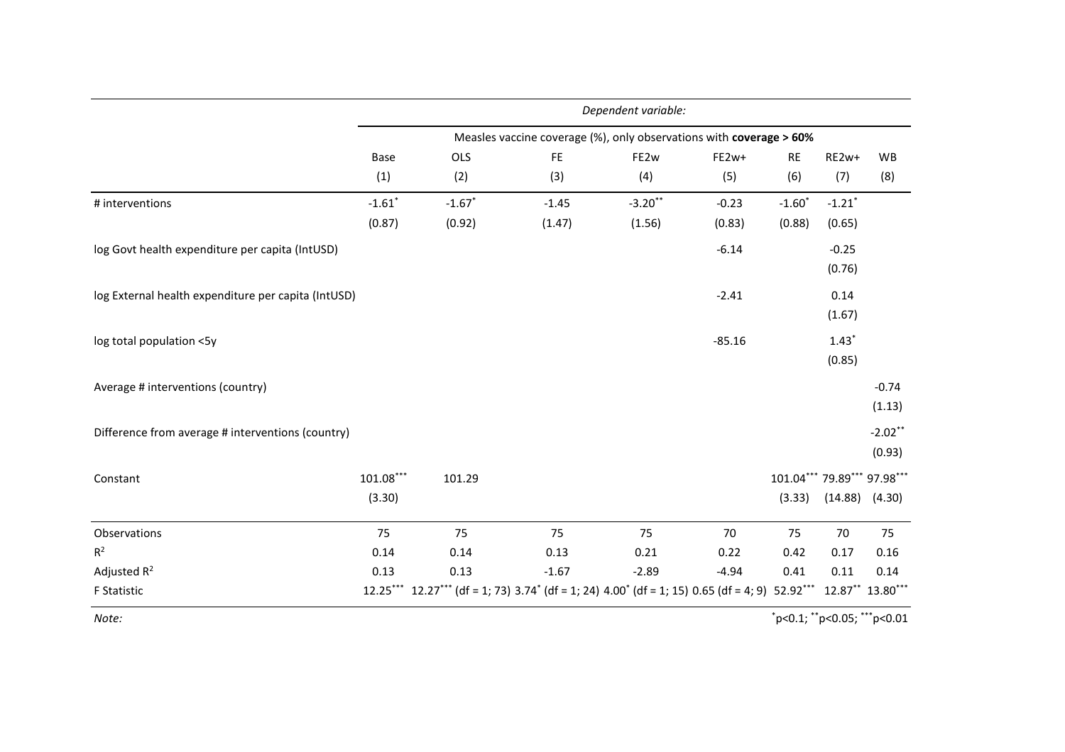| | *Dependent variable:* | | | | | | | |
|---|---|---|---|---|---|---|---|---|
| | Measles vaccine coverage (%), only observations with **coverage > 60%** | | | | | | | |
| | Base | OLS | FE | FE2w | FE2w+ | RE | RE2w+ | WB |
| | (1) | (2) | (3) | (4) | (5) | (6) | (7) | (8) |
| # interventions | $-1.61^{*}$ | $-1.67^{*}$ | -1.45 | $-3.20^{**}$ | -0.23 | $-1.60^{*}$ | $-1.21^{*}$ | |
| | (0.87) | (0.92) | (1.47) | (1.56) | (0.83) | (0.88) | (0.65) | |
| log Govt health expenditure per capita (IntUSD) | | | | | -6.14 | | -0.25 | |
| | | | | | | | (0.76) | |
| log External health expenditure per capita (IntUSD) | | | | | -2.41 | | 0.14 | |
| | | | | | | | (1.67) | |
| log total population <5y | | | | | -85.16 | | $1.43^{*}$ | |
| | | | | | | | (0.85) | |
| Average # interventions (country) | | | | | | | | -0.74 |
| | | | | | | | | (1.13) |
| Difference from average # interventions (country) | | | | | | | | $-2.02^{**}$ |
| | | | | | | | | (0.93) |
| Constant | $101.08^{***}$ | 101.29 | | | | $101.04^{***}$ | $79.89^{***}$ | $97.98^{***}$ |
| | (3.30) | | | | | (3.33) | (14.88) | (4.30) |
| Observations | 75 | 75 | 75 | 75 | 70 | 75 | 70 | 75 |
| $R^2$ | 0.14 | 0.14 | 0.13 | 0.21 | 0.22 | 0.42 | 0.17 | 0.16 |
| Adjusted $R^2$ | 0.13 | 0.13 | -1.67 | -2.89 | -4.94 | 0.41 | 0.11 | 0.14 |
| F Statistic | $12.25^{***}$ | $12.27^{***}$ (df = 1; 73) | $3.74^{*}$ (df = 1; 24) | $4.00^{*}$ (df = 1; 15) | 0.65 (df = 4; 9) | $52.92^{***}$ | $12.87^{**}$ | $13.80^{***}$ |

*Note:* $^{*}p<0.1$; $^{**}p<0.05$; $^{***}p<0.01$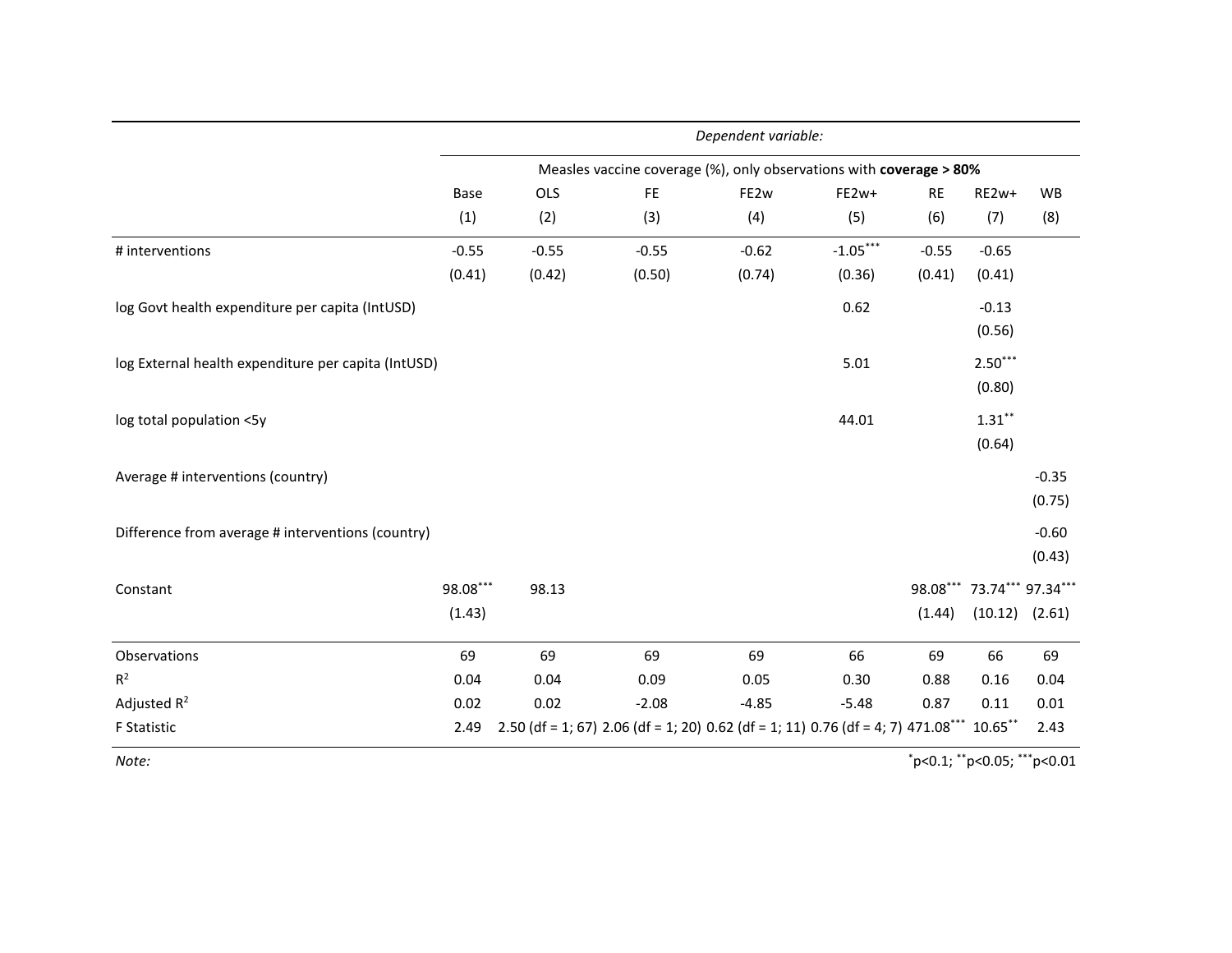| | *Dependent variable:* | | | | | | | |
|---|---|---|---|---|---|---|---|---|
| | Measles vaccine coverage (%), only observations with **coverage > 80%** | | | | | | | |
| | Base | OLS | FE | FE2w | FE2w+ | RE | RE2w+ | WB |
| | (1) | (2) | (3) | (4) | (5) | (6) | (7) | (8) |
| # interventions | -0.55 | -0.55 | -0.55 | -0.62 | -1.05*** | -0.55 | -0.65 | |
| | (0.41) | (0.42) | (0.50) | (0.74) | (0.36) | (0.41) | (0.41) | |
| log Govt health expenditure per capita (IntUSD) | | | | | 0.62 | | -0.13 | |
| | | | | | | | (0.56) | |
| log External health expenditure per capita (IntUSD) | | | | | 5.01 | | 2.50*** | |
| | | | | | | | (0.80) | |
| log total population <5y | | | | | 44.01 | | 1.31** | |
| | | | | | | | (0.64) | |
| Average # interventions (country) | | | | | | | | -0.35 |
| | | | | | | | | (0.75) |
| Difference from average # interventions (country) | | | | | | | | -0.60 |
| | | | | | | | | (0.43) |
| Constant | 98.08*** | 98.13 | | | | 98.08*** | 73.74*** | 97.34*** |
| | (1.43) | | | | | (1.44) | (10.12) | (2.61) |
| Observations | 69 | 69 | 69 | 69 | 66 | 69 | 66 | 69 |
| $R^2$ | 0.04 | 0.04 | 0.09 | 0.05 | 0.30 | 0.88 | 0.16 | 0.04 |
| Adjusted $R^2$ | 0.02 | 0.02 | -2.08 | -4.85 | -5.48 | 0.87 | 0.11 | 0.01 |
| F Statistic | 2.49 | 2.50 (df = 1; 67) | 2.06 (df = 1; 20) | 0.62 (df = 1; 11) | 0.76 (df = 4; 7) | 471.08*** | 10.65** | 2.43 |

*Note:* *p<0.1; **p<0.05; ***p<0.01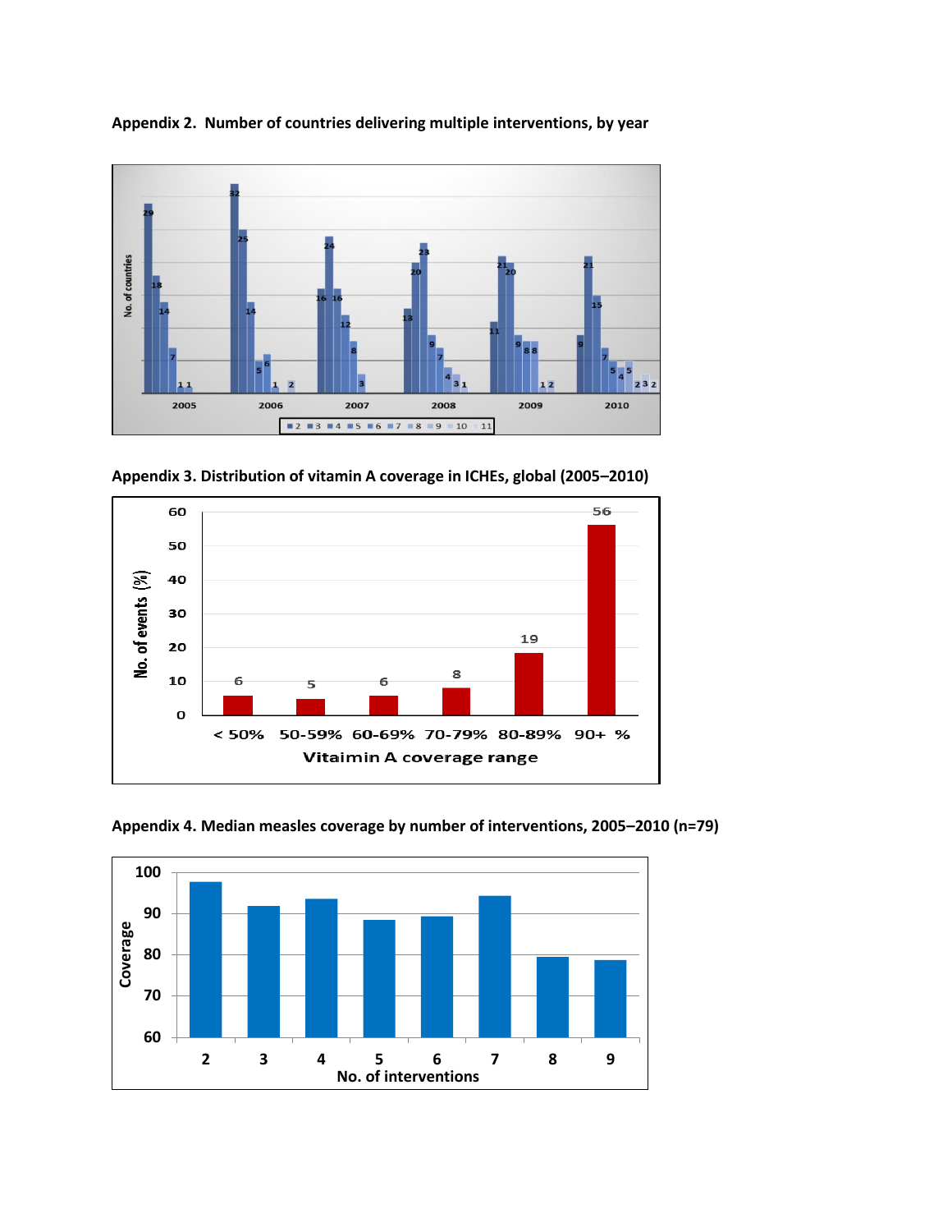**Appendix 2. Number of countries delivering multiple interventions, by year**

**Appendix 3. Distribution of vitamin A coverage in ICHEs, global (2005–2010)**

**Appendix 4. Median measles coverage by number of interventions, 2005–2010 (n=79)**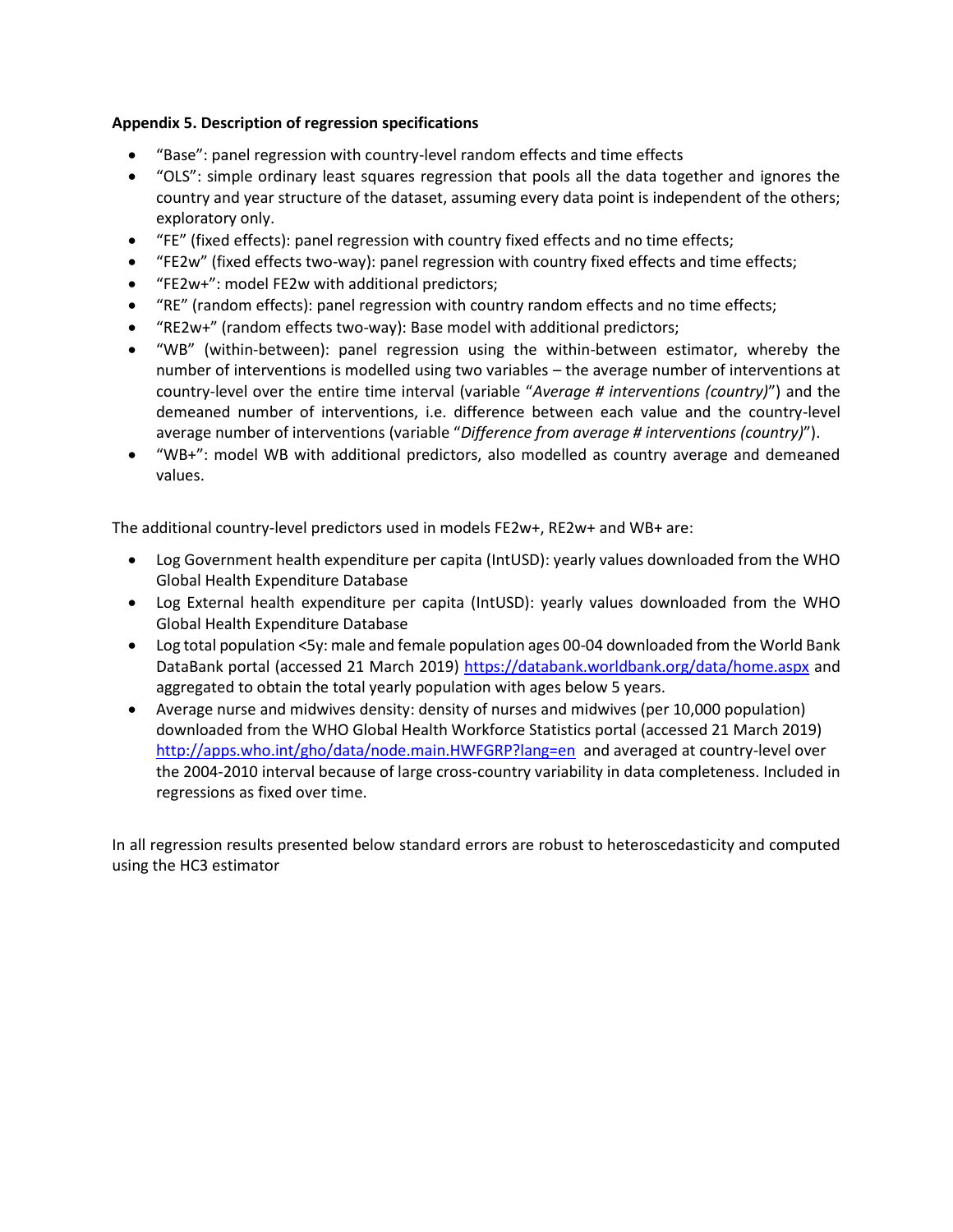**Appendix 5. Description of regression specifications**

- "Base": panel regression with country-level random effects and time effects
- "OLS": simple ordinary least squares regression that pools all the data together and ignores the country and year structure of the dataset, assuming every data point is independent of the others; exploratory only.
- "FE" (fixed effects): panel regression with country fixed effects and no time effects;
- "FE2w" (fixed effects two-way): panel regression with country fixed effects and time effects;
- "FE2w+": model FE2w with additional predictors;
- "RE" (random effects): panel regression with country random effects and no time effects;
- "RE2w+" (random effects two-way): Base model with additional predictors;
- "WB" (within-between): panel regression using the within-between estimator, whereby the number of interventions is modelled using two variables – the average number of interventions at country-level over the entire time interval (variable "*Average # interventions (country)*") and the demeaned number of interventions, i.e. difference between each value and the country-level average number of interventions (variable "*Difference from average # interventions (country)*").
- "WB+": model WB with additional predictors, also modelled as country average and demeaned values.

The additional country-level predictors used in models FE2w+, RE2w+ and WB+ are:

- Log Government health expenditure per capita (IntUSD): yearly values downloaded from the WHO Global Health Expenditure Database
- Log External health expenditure per capita (IntUSD): yearly values downloaded from the WHO Global Health Expenditure Database
- Log total population <5y: male and female population ages 00-04 downloaded from the World Bank DataBank portal (accessed 21 March 2019) https://databank.worldbank.org/data/home.aspx and aggregated to obtain the total yearly population with ages below 5 years.
- Average nurse and midwives density: density of nurses and midwives (per 10,000 population) downloaded from the WHO Global Health Workforce Statistics portal (accessed 21 March 2019) http://apps.who.int/gho/data/node.main.HWFGRP?lang=en and averaged at country-level over the 2004-2010 interval because of large cross-country variability in data completeness. Included in regressions as fixed over time.

In all regression results presented below standard errors are robust to heteroscedasticity and computed using the HC3 estimator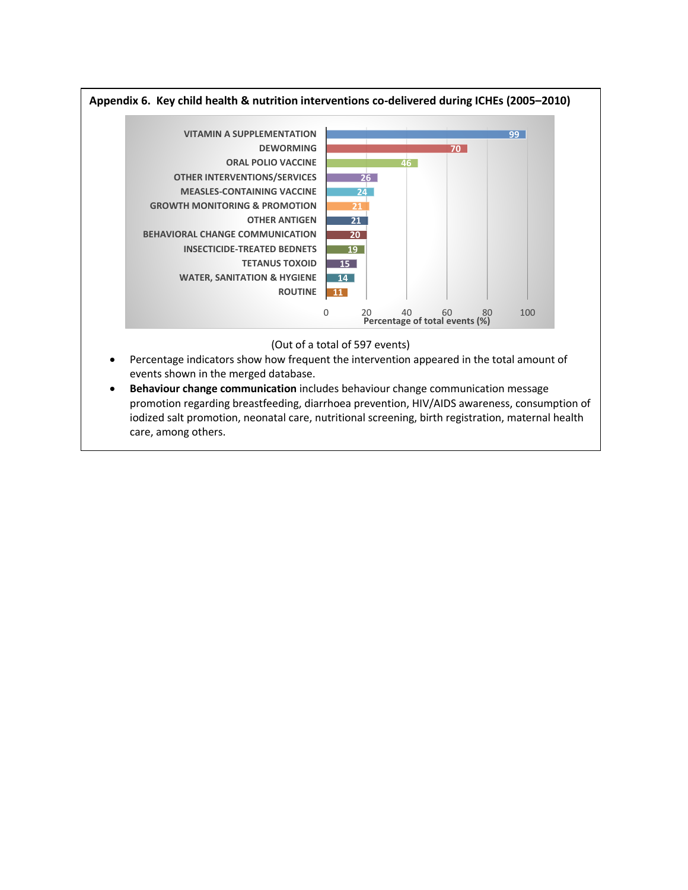**Appendix 6. Key child health & nutrition interventions co-delivered during ICHEs (2005–2010)**

VITAMIN A SUPPLEMENTATION 99
DEWORMING 70
ORAL POLIO VACCINE 46
OTHER INTERVENTIONS/SERVICES 26
MEASLES-CONTAINING VACCINE 24
GROWTH MONITORING & PROMOTION 21
OTHER ANTIGEN 21
BEHAVIORAL CHANGE COMMUNICATION 20
INSECTICIDE-TREATED BEDNETS 19
TETANUS TOXOID 15
WATER, SANITATION & HYGIENE 14
ROUTINE 11

0 20 40 60 80 100
Percentage of total events (%)

(Out of a total of 597 events)

- Percentage indicators show how frequent the intervention appeared in the total amount of events shown in the merged database.
- **Behaviour change communication** includes behaviour change communication message promotion regarding breastfeeding, diarrhoea prevention, HIV/AIDS awareness, consumption of iodized salt promotion, neonatal care, nutritional screening, birth registration, maternal health care, among others.